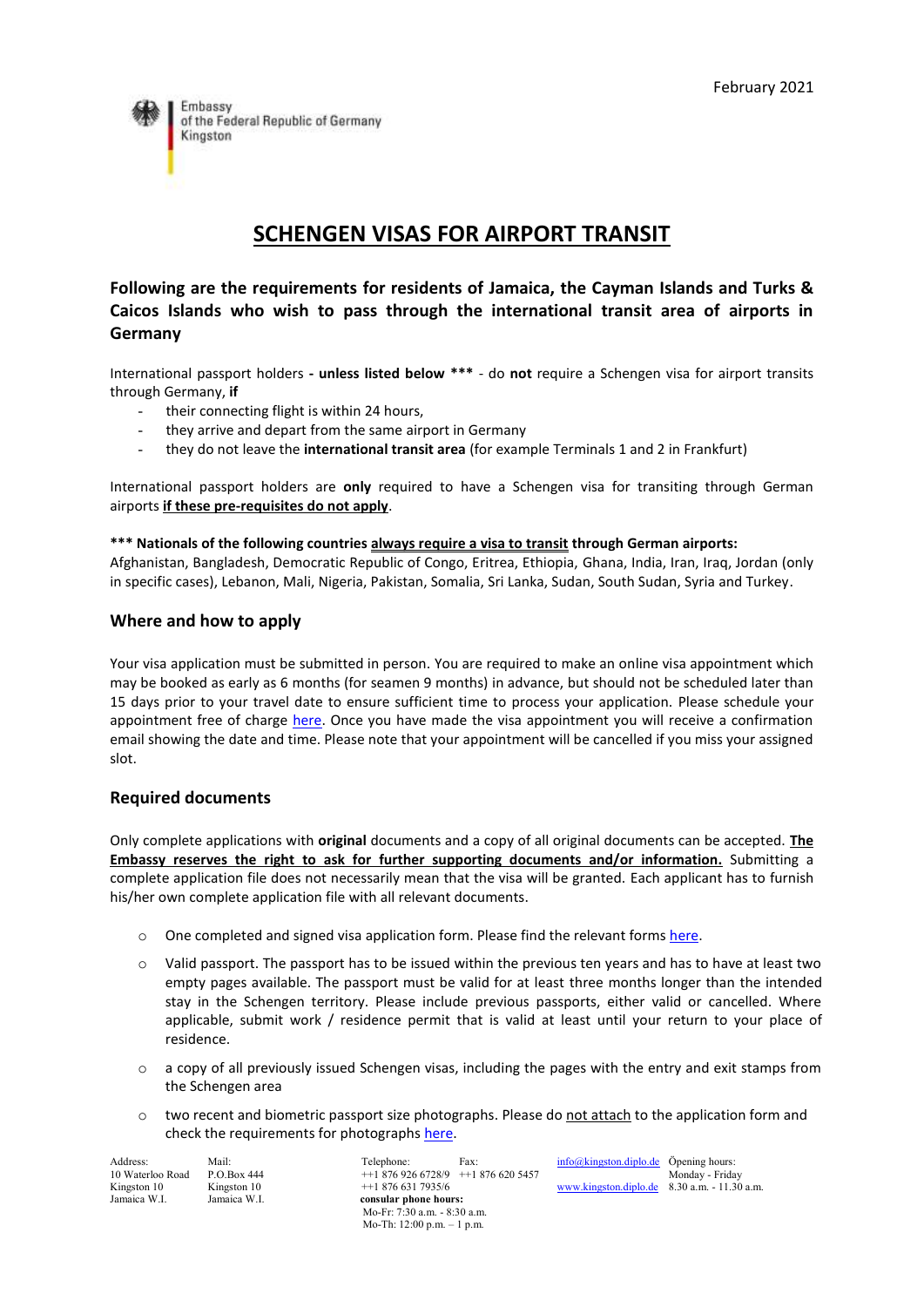February 2021

Embassy
of the Federal Republic of Germany
Kingston

# SCHENGEN VISAS FOR AIRPORT TRANSIT

## Following are the requirements for residents of Jamaica, the Cayman Islands and Turks & Caicos Islands who wish to pass through the international transit area of airports in Germany

International passport holders **- unless listed below \*\*\*** - do **not** require a Schengen visa for airport transits through Germany, **if**

- their connecting flight is within 24 hours,
- they arrive and depart from the same airport in Germany
- they do not leave the **international transit area** (for example Terminals 1 and 2 in Frankfurt)

International passport holders are **only** required to have a Schengen visa for transiting through German airports **if these pre-requisites do not apply**.

**\*\*\* Nationals of the following countries always require a visa to transit through German airports:**
Afghanistan, Bangladesh, Democratic Republic of Congo, Eritrea, Ethiopia, Ghana, India, Iran, Iraq, Jordan (only in specific cases), Lebanon, Mali, Nigeria, Pakistan, Somalia, Sri Lanka, Sudan, South Sudan, Syria and Turkey.

## Where and how to apply

Your visa application must be submitted in person. You are required to make an online visa appointment which may be booked as early as 6 months (for seamen 9 months) in advance, but should not be scheduled later than 15 days prior to your travel date to ensure sufficient time to process your application. Please schedule your appointment free of charge here. Once you have made the visa appointment you will receive a confirmation email showing the date and time. Please note that your appointment will be cancelled if you miss your assigned slot.

## Required documents

Only complete applications with **original** documents and a copy of all original documents can be accepted. **The Embassy reserves the right to ask for further supporting documents and/or information.** Submitting a complete application file does not necessarily mean that the visa will be granted. Each applicant has to furnish his/her own complete application file with all relevant documents.

- One completed and signed visa application form. Please find the relevant forms here.
- Valid passport. The passport has to be issued within the previous ten years and has to have at least two empty pages available. The passport must be valid for at least three months longer than the intended stay in the Schengen territory. Please include previous passports, either valid or cancelled. Where applicable, submit work / residence permit that is valid at least until your return to your place of residence.
- a copy of all previously issued Schengen visas, including the pages with the entry and exit stamps from the Schengen area
- two recent and biometric passport size photographs. Please do not attach to the application form and check the requirements for photographs here.

Address: 10 Waterloo Road, Kingston 10, Jamaica W.I.
Mail: P.O.Box 444, Kingston 10, Jamaica W.I.
Telephone: ++1 876 926 6728/9, ++1 876 631 7935/6
Fax: ++1 876 620 5457
**consular phone hours:**
Mo-Fr: 7:30 a.m. - 8:30 a.m.
Mo-Th: 12:00 p.m. – 1 p.m.
info@kingston.diplo.de
www.kingston.diplo.de
Opening hours: Monday - Friday 8.30 a.m. - 11.30 a.m.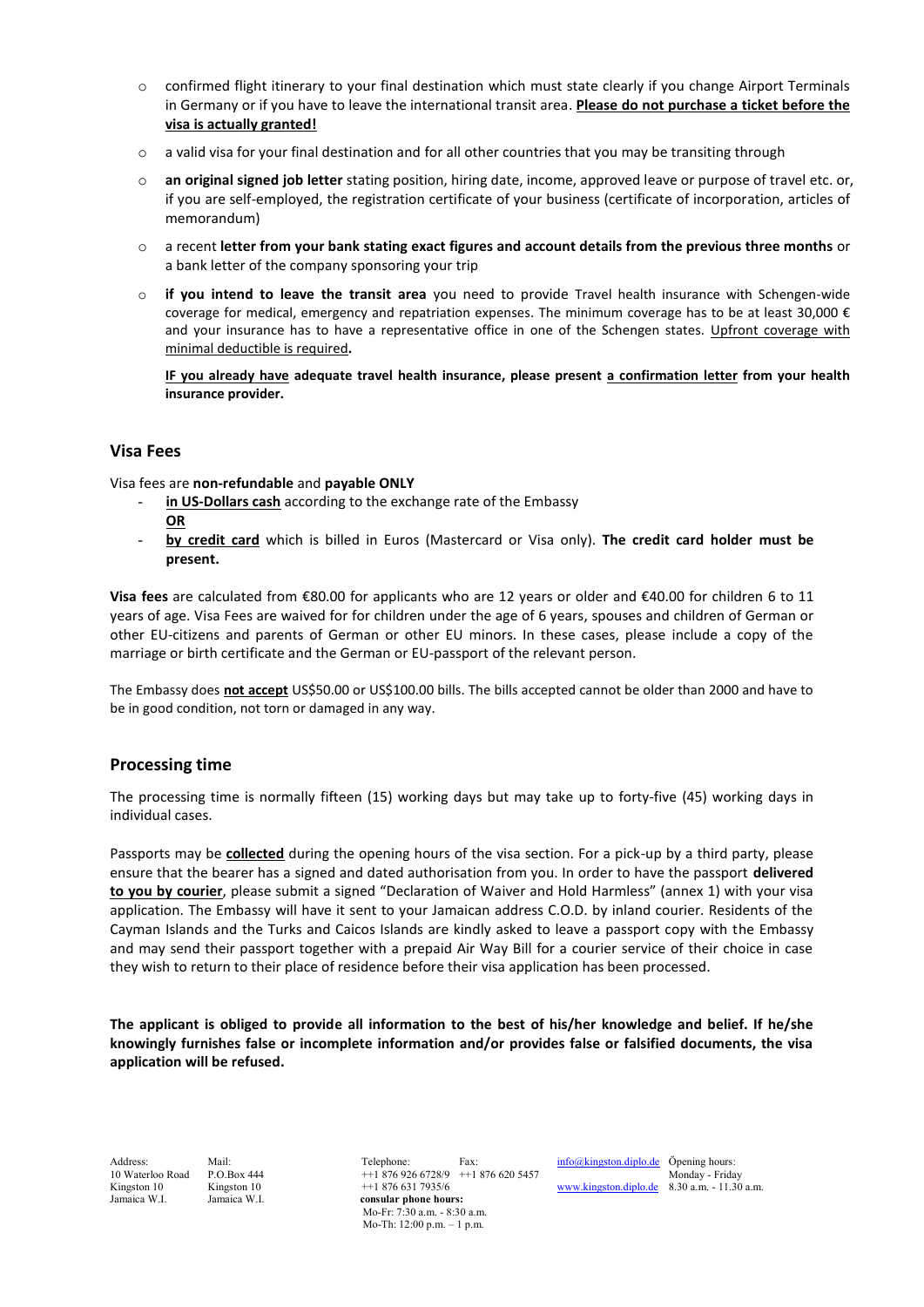- confirmed flight itinerary to your final destination which must state clearly if you change Airport Terminals in Germany or if you have to leave the international transit area. **Please do not purchase a ticket before the visa is actually granted!**
- a valid visa for your final destination and for all other countries that you may be transiting through
- **an original signed job letter** stating position, hiring date, income, approved leave or purpose of travel etc. or, if you are self-employed, the registration certificate of your business (certificate of incorporation, articles of memorandum)
- a recent **letter from your bank stating exact figures and account details from the previous three months** or a bank letter of the company sponsoring your trip
- **if you intend to leave the transit area** you need to provide Travel health insurance with Schengen-wide coverage for medical, emergency and repatriation expenses. The minimum coverage has to be at least 30,000 € and your insurance has to have a representative office in one of the Schengen states. Upfront coverage with minimal deductible is required**.**

  **IF you already have adequate travel health insurance, please present a confirmation letter from your health insurance provider.**

## Visa Fees

Visa fees are **non-refundable** and **payable ONLY**

- **in US-Dollars cash** according to the exchange rate of the Embassy
  **OR**
- **by credit card** which is billed in Euros (Mastercard or Visa only). **The credit card holder must be present.**

**Visa fees** are calculated from €80.00 for applicants who are 12 years or older and €40.00 for children 6 to 11 years of age. Visa Fees are waived for for children under the age of 6 years, spouses and children of German or other EU-citizens and parents of German or other EU minors. In these cases, please include a copy of the marriage or birth certificate and the German or EU-passport of the relevant person.

The Embassy does **not accept** US$50.00 or US$100.00 bills. The bills accepted cannot be older than 2000 and have to be in good condition, not torn or damaged in any way.

## Processing time

The processing time is normally fifteen (15) working days but may take up to forty-five (45) working days in individual cases.

Passports may be **collected** during the opening hours of the visa section. For a pick-up by a third party, please ensure that the bearer has a signed and dated authorisation from you. In order to have the passport **delivered to you by courier**, please submit a signed "Declaration of Waiver and Hold Harmless" (annex 1) with your visa application. The Embassy will have it sent to your Jamaican address C.O.D. by inland courier. Residents of the Cayman Islands and the Turks and Caicos Islands are kindly asked to leave a passport copy with the Embassy and may send their passport together with a prepaid Air Way Bill for a courier service of their choice in case they wish to return to their place of residence before their visa application has been processed.

**The applicant is obliged to provide all information to the best of his/her knowledge and belief. If he/she knowingly furnishes false or incomplete information and/or provides false or falsified documents, the visa application will be refused.**

Address:
10 Waterloo Road
Kingston 10
Jamaica W.I.

Mail:
P.O.Box 444
Kingston 10
Jamaica W.I.

Telephone:
++1 876 926 6728/9
++1 876 631 7935/6
**consular phone hours:**
Mo-Fr: 7:30 a.m. - 8:30 a.m.
Mo-Th: 12:00 p.m. – 1 p.m.

Fax:
++1 876 620 5457

info@kingston.diplo.de
www.kingston.diplo.de

Öpening hours:
Monday - Friday
8.30 a.m. - 11.30 a.m.